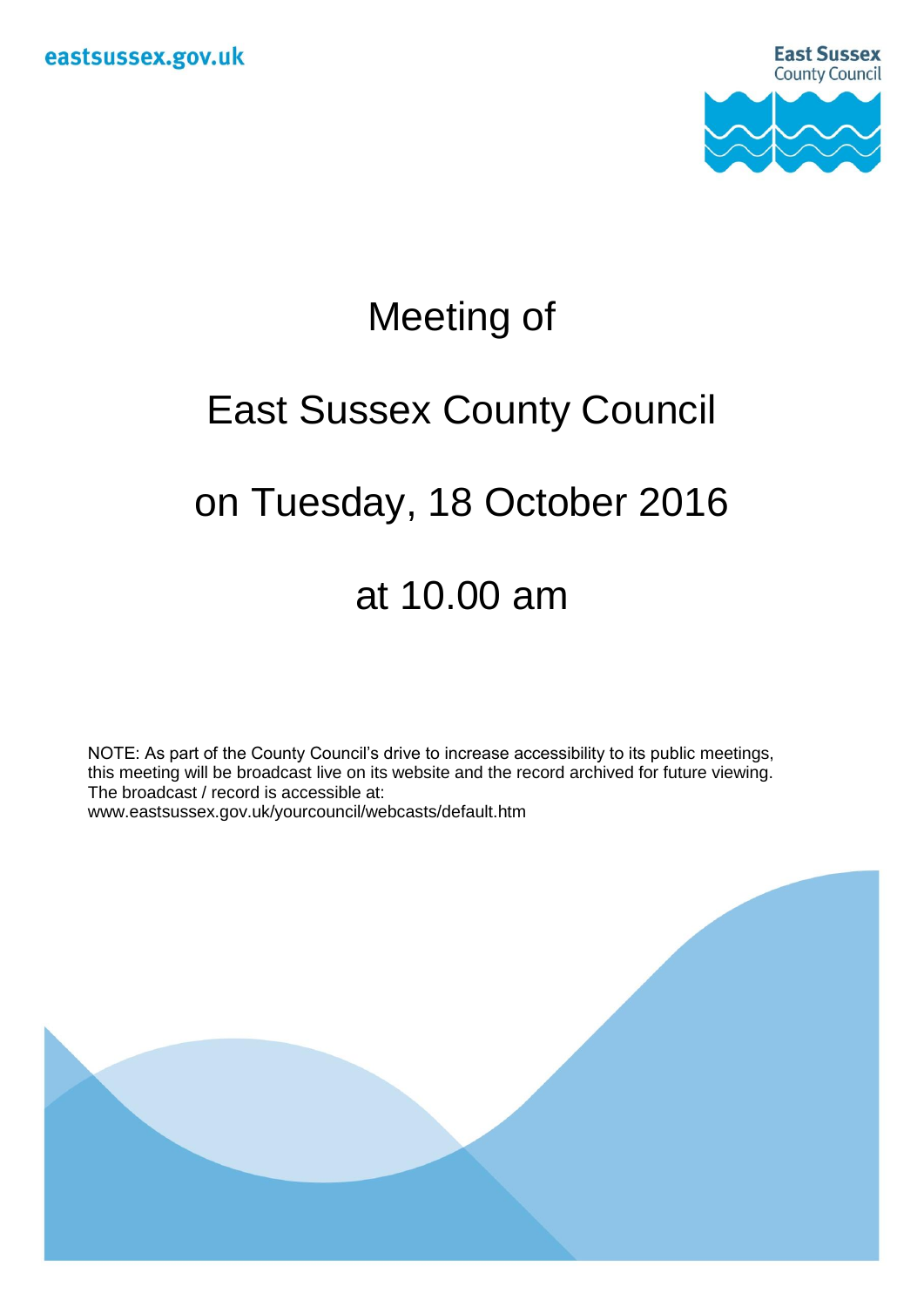eastsussex.gov.uk

East Sussex County Council

# Meeting of

# East Sussex County Council

# on Tuesday, 18 October 2016

# at 10.00 am

NOTE: As part of the County Council's drive to increase accessibility to its public meetings, this meeting will be broadcast live on its website and the record archived for future viewing. The broadcast / record is accessible at:
www.eastsussex.gov.uk/yourcouncil/webcasts/default.htm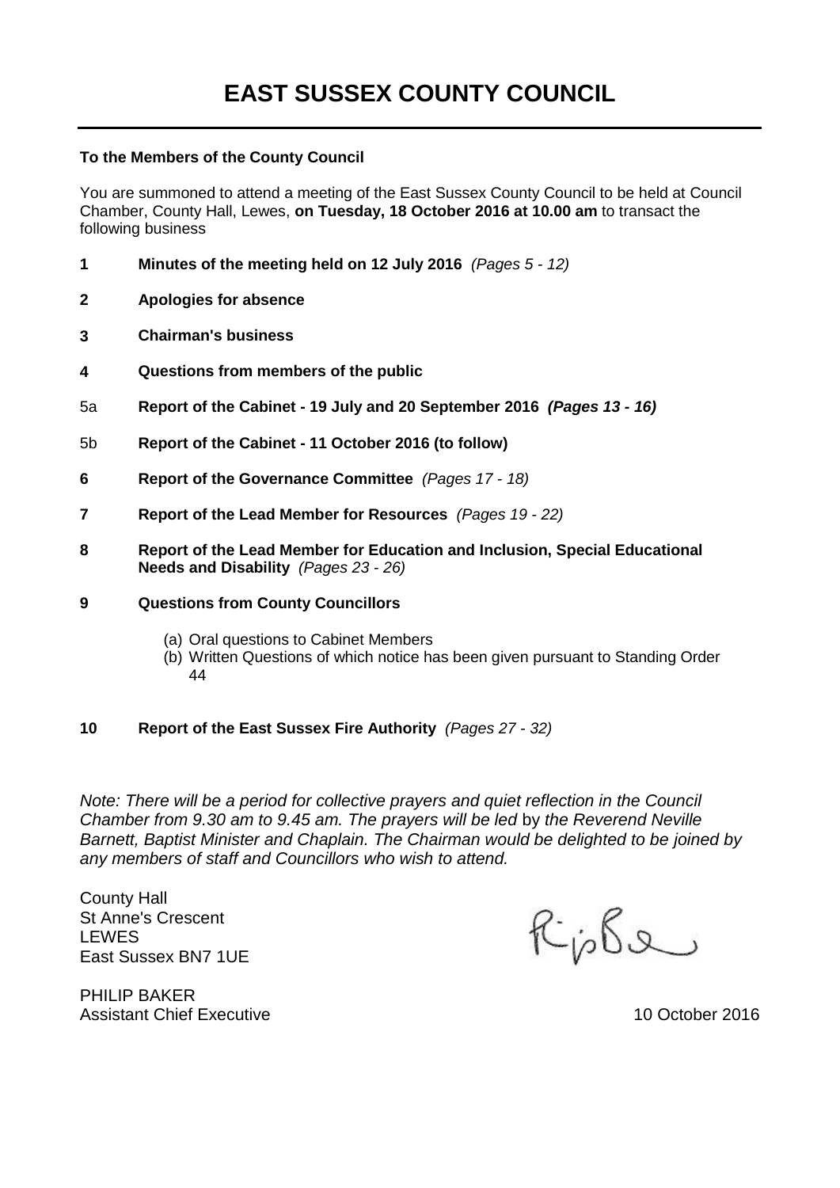# EAST SUSSEX COUNTY COUNCIL

**To the Members of the County Council**

You are summoned to attend a meeting of the East Sussex County Council to be held at Council Chamber, County Hall, Lewes, **on Tuesday, 18 October 2016 at 10.00 am** to transact the following business

**1** **Minutes of the meeting held on 12 July 2016** *(Pages 5 - 12)*

**2** **Apologies for absence**

**3** **Chairman's business**

**4** **Questions from members of the public**

5a **Report of the Cabinet - 19 July and 20 September 2016** ***(Pages 13 - 16)***

5b **Report of the Cabinet - 11 October 2016 (to follow)**

**6** **Report of the Governance Committee** *(Pages 17 - 18)*

**7** **Report of the Lead Member for Resources** *(Pages 19 - 22)*

**8** **Report of the Lead Member for Education and Inclusion, Special Educational Needs and Disability** *(Pages 23 - 26)*

**9** **Questions from County Councillors**

(a) Oral questions to Cabinet Members
(b) Written Questions of which notice has been given pursuant to Standing Order 44

**10** **Report of the East Sussex Fire Authority** *(Pages 27 - 32)*

*Note: There will be a period for collective prayers and quiet reflection in the Council Chamber from 9.30 am to 9.45 am. The prayers will be led by the Reverend Neville Barnett, Baptist Minister and Chaplain. The Chairman would be delighted to be joined by any members of staff and Councillors who wish to attend.*

County Hall
St Anne's Crescent
LEWES
East Sussex BN7 1UE

PHILIP BAKER
Assistant Chief Executive

10 October 2016